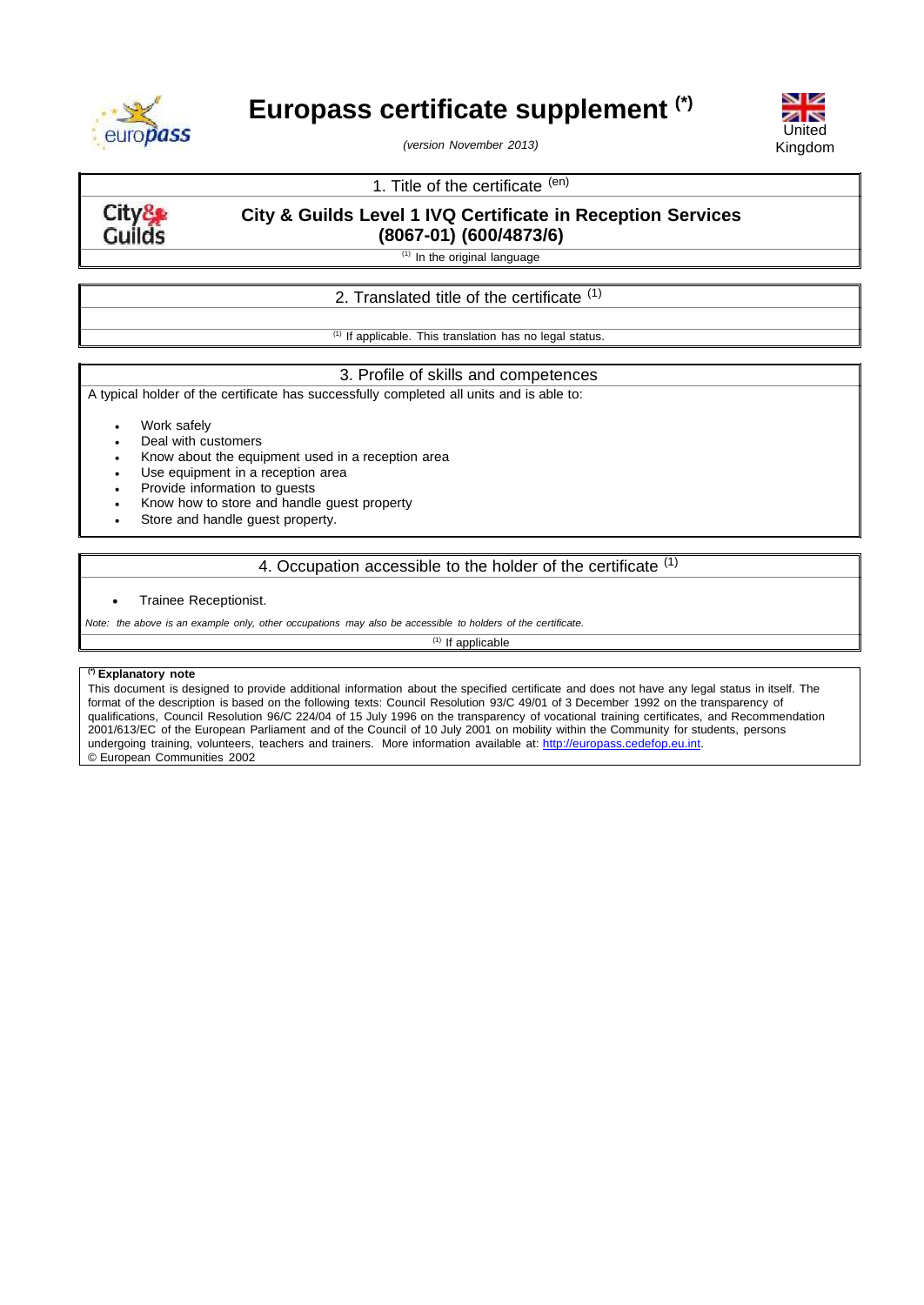# Europass certificate supplement (*)

*(version November 2013)*

United Kingdom

## 1. Title of the certificate (en)

**City & Guilds Level 1 IVQ Certificate in Reception Services (8067-01) (600/4873/6)**

(1) In the original language

## 2. Translated title of the certificate (1)

(1) If applicable. This translation has no legal status.

## 3. Profile of skills and competences

A typical holder of the certificate has successfully completed all units and is able to:

- Work safely
- Deal with customers
- Know about the equipment used in a reception area
- Use equipment in a reception area
- Provide information to guests
- Know how to store and handle guest property
- Store and handle guest property.

## 4. Occupation accessible to the holder of the certificate (1)

- Trainee Receptionist.

*Note: the above is an example only, other occupations may also be accessible to holders of the certificate.*

(1) If applicable

**(*) Explanatory note**

This document is designed to provide additional information about the specified certificate and does not have any legal status in itself. The format of the description is based on the following texts: Council Resolution 93/C 49/01 of 3 December 1992 on the transparency of qualifications, Council Resolution 96/C 224/04 of 15 July 1996 on the transparency of vocational training certificates, and Recommendation 2001/613/EC of the European Parliament and of the Council of 10 July 2001 on mobility within the Community for students, persons undergoing training, volunteers, teachers and trainers. More information available at: http://europass.cedefop.eu.int.

© European Communities 2002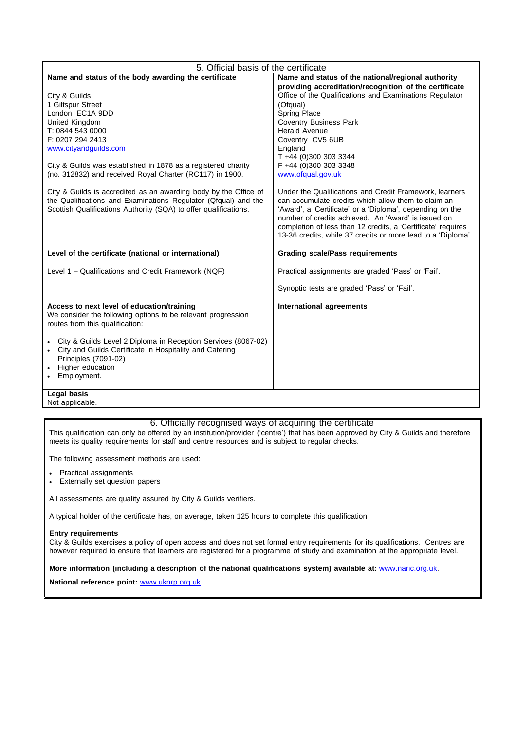## 5. Official basis of the certificate

| Name and status of the body awarding the certificate | Name and status of the national/regional authority providing accreditation/recognition of the certificate |
|---|---|
| City & Guilds<br>1 Giltspur Street<br>London EC1A 9DD<br>United Kingdom<br>T: 0844 543 0000<br>F: 0207 294 2413<br>www.cityandguilds.com<br><br>City & Guilds was established in 1878 as a registered charity (no. 312832) and received Royal Charter (RC117) in 1900.<br><br>City & Guilds is accredited as an awarding body by the Office of the Qualifications and Examinations Regulator (Qfqual) and the Scottish Qualifications Authority (SQA) to offer qualifications. | Office of the Qualifications and Examinations Regulator (Ofqual)<br>Spring Place<br>Coventry Business Park<br>Herald Avenue<br>Coventry CV5 6UB<br>England<br>T +44 (0)300 303 3344<br>F +44 (0)300 303 3348<br>www.ofqual.gov.uk<br><br>Under the Qualifications and Credit Framework, learners can accumulate credits which allow them to claim an 'Award', a 'Certificate' or a 'Diploma', depending on the number of credits achieved. An 'Award' is issued on completion of less than 12 credits, a 'Certificate' requires 13-36 credits, while 37 credits or more lead to a 'Diploma'. |
| **Level of the certificate (national or international)** | **Grading scale/Pass requirements** |
| Level 1 – Qualifications and Credit Framework (NQF) | Practical assignments are graded 'Pass' or 'Fail'.<br><br>Synoptic tests are graded 'Pass' or 'Fail'. |
| **Access to next level of education/training**<br>We consider the following options to be relevant progression routes from this qualification:<br><br>• City & Guilds Level 2 Diploma in Reception Services (8067-02)<br>• City and Guilds Certificate in Hospitality and Catering Principles (7091-02)<br>• Higher education<br>• Employment. | **International agreements** |

**Legal basis**
Not applicable.

## 6. Officially recognised ways of acquiring the certificate

This qualification can only be offered by an institution/provider ('centre') that has been approved by City & Guilds and therefore meets its quality requirements for staff and centre resources and is subject to regular checks.

The following assessment methods are used:

- Practical assignments
- Externally set question papers

All assessments are quality assured by City & Guilds verifiers.

A typical holder of the certificate has, on average, taken 125 hours to complete this qualification

**Entry requirements**
City & Guilds exercises a policy of open access and does not set formal entry requirements for its qualifications. Centres are however required to ensure that learners are registered for a programme of study and examination at the appropriate level.

**More information (including a description of the national qualifications system) available at:** www.naric.org.uk.

**National reference point:** www.uknrp.org.uk.